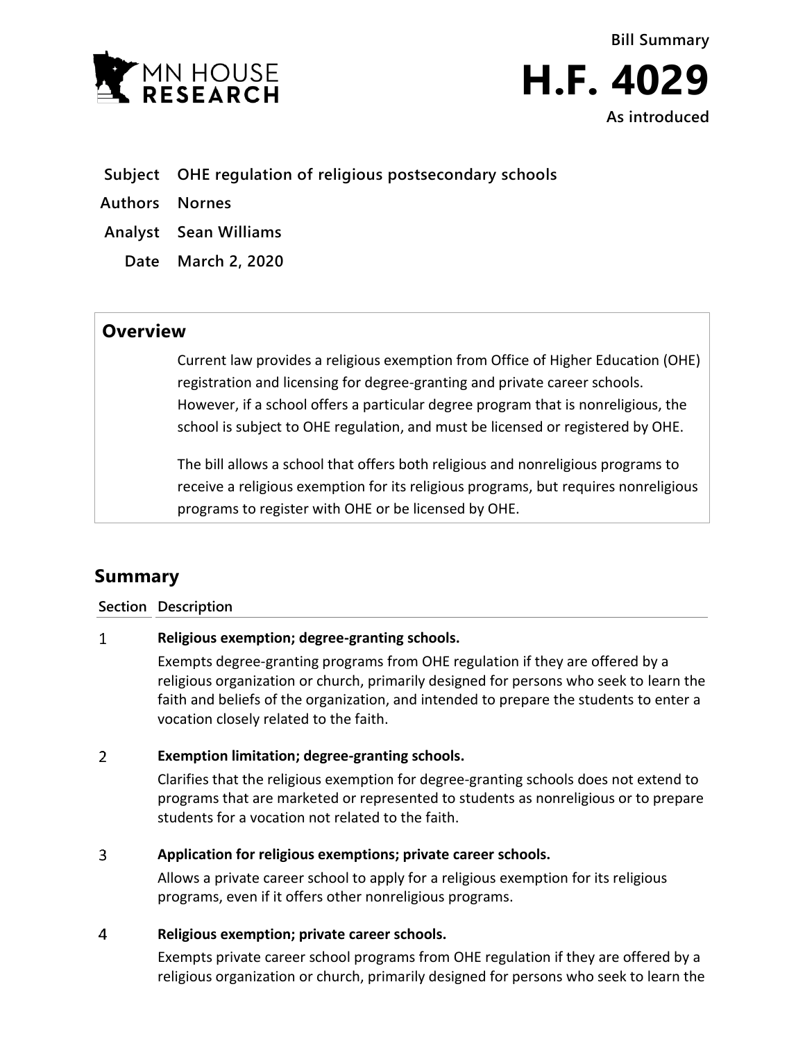MN HOUSE RESEARCH

**Bill Summary**

# H.F. 4029

**As introduced**

**Subject** OHE regulation of religious postsecondary schools

**Authors** Nornes

**Analyst** Sean Williams

**Date** March 2, 2020

## Overview

Current law provides a religious exemption from Office of Higher Education (OHE) registration and licensing for degree-granting and private career schools. However, if a school offers a particular degree program that is nonreligious, the school is subject to OHE regulation, and must be licensed or registered by OHE.

The bill allows a school that offers both religious and nonreligious programs to receive a religious exemption for its religious programs, but requires nonreligious programs to register with OHE or be licensed by OHE.

## Summary

| Section | Description |
|---|---|
| 1 | **Religious exemption; degree-granting schools.**<br>Exempts degree-granting programs from OHE regulation if they are offered by a religious organization or church, primarily designed for persons who seek to learn the faith and beliefs of the organization, and intended to prepare the students to enter a vocation closely related to the faith. |
| 2 | **Exemption limitation; degree-granting schools.**<br>Clarifies that the religious exemption for degree-granting schools does not extend to programs that are marketed or represented to students as nonreligious or to prepare students for a vocation not related to the faith. |
| 3 | **Application for religious exemptions; private career schools.**<br>Allows a private career school to apply for a religious exemption for its religious programs, even if it offers other nonreligious programs. |
| 4 | **Religious exemption; private career schools.**<br>Exempts private career school programs from OHE regulation if they are offered by a religious organization or church, primarily designed for persons who seek to learn the |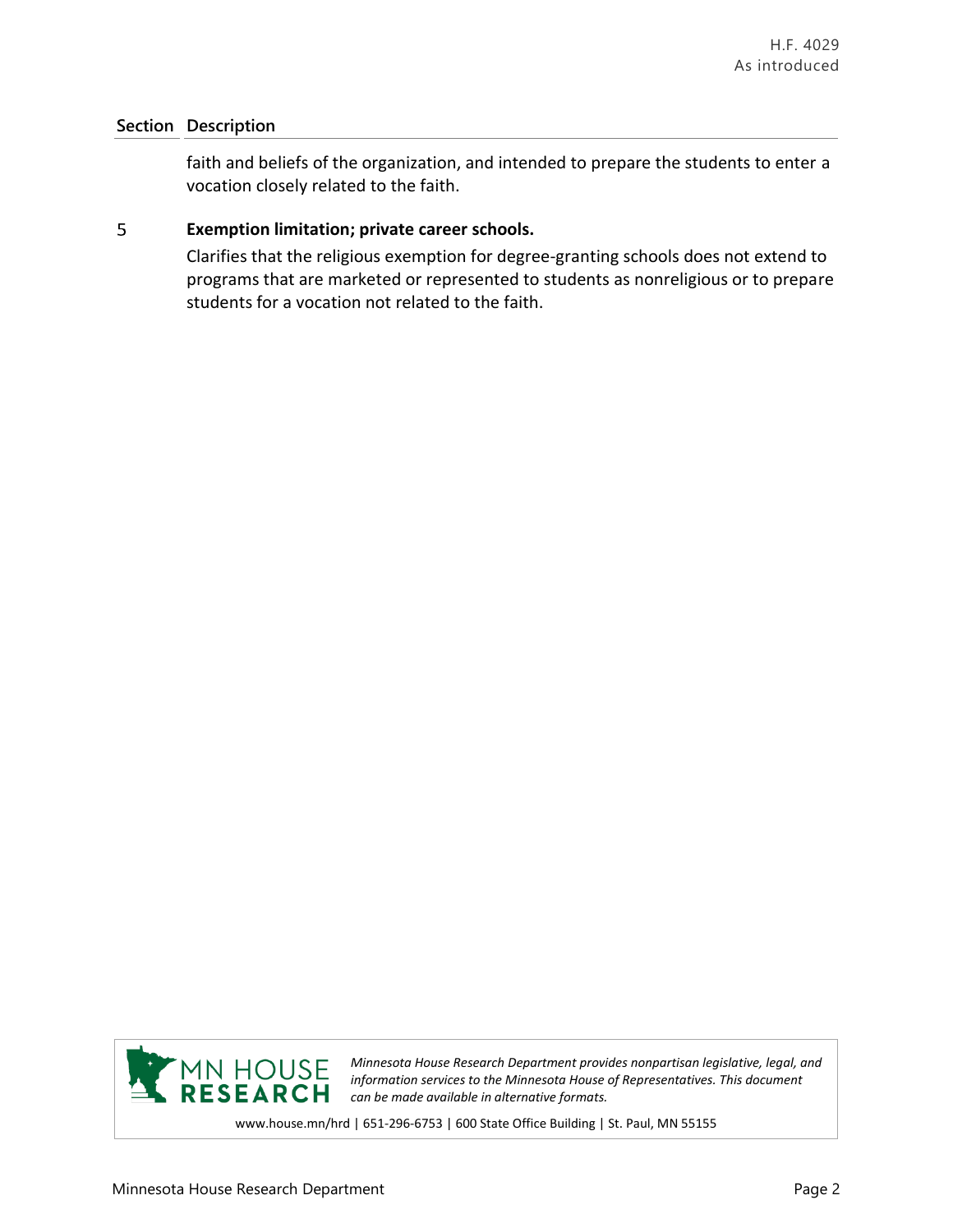| Section | Description |
|---|---|
| | faith and beliefs of the organization, and intended to prepare the students to enter a vocation closely related to the faith. |
| 5 | **Exemption limitation; private career schools.** Clarifies that the religious exemption for degree-granting schools does not extend to programs that are marketed or represented to students as nonreligious or to prepare students for a vocation not related to the faith. |

MN HOUSE RESEARCH

*Minnesota House Research Department provides nonpartisan legislative, legal, and information services to the Minnesota House of Representatives. This document can be made available in alternative formats.*

www.house.mn/hrd | 651-296-6753 | 600 State Office Building | St. Paul, MN 55155